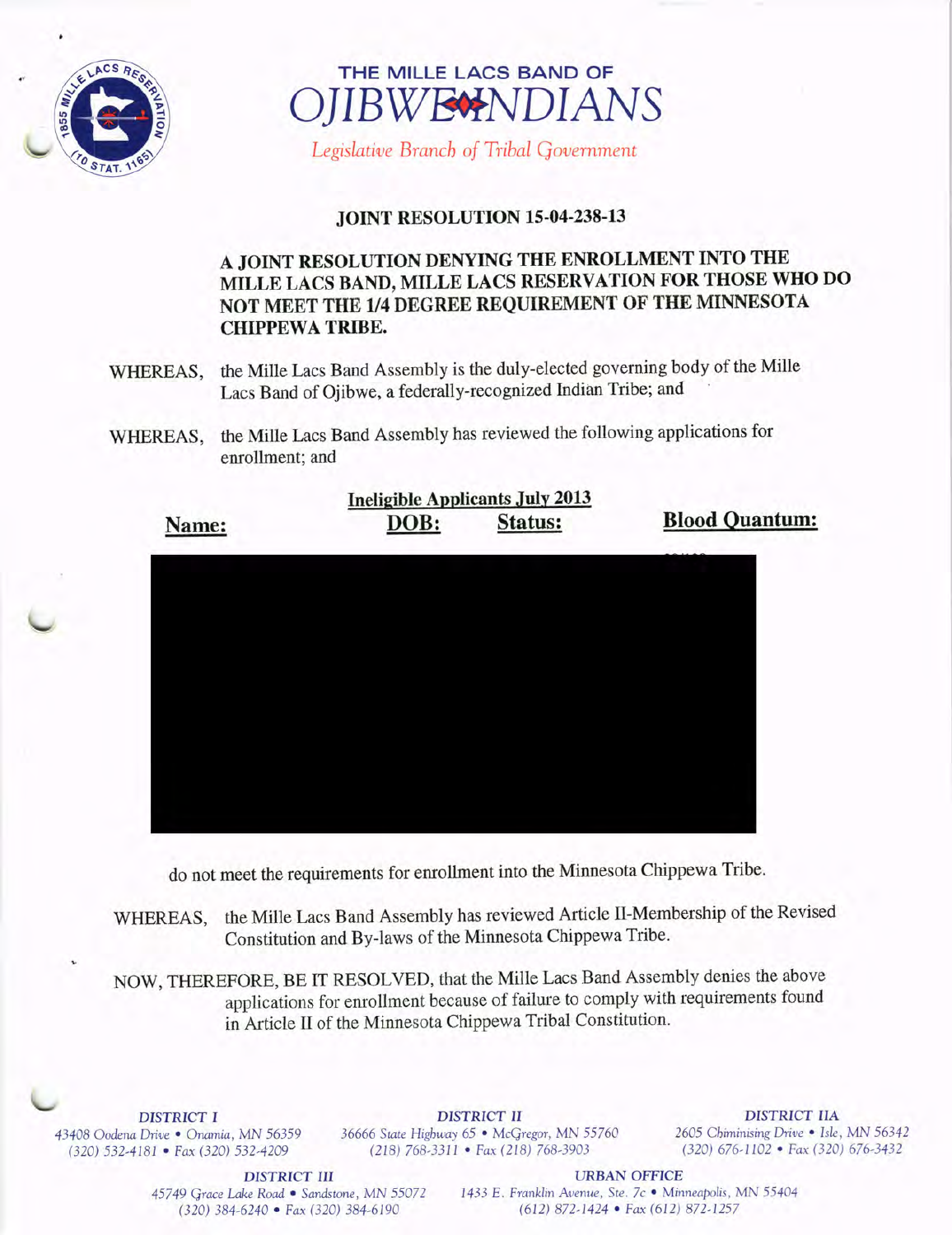# THE MILLE LACS BAND OF OJIBWE INDIANS

*Legislative Branch of Tribal Government*

## JOINT RESOLUTION 15-04-238-13

### A JOINT RESOLUTION DENYING THE ENROLLMENT INTO THE MILLE LACS BAND, MILLE LACS RESERVATION FOR THOSE WHO DO NOT MEET THE 1/4 DEGREE REQUIREMENT OF THE MINNESOTA CHIPPEWA TRIBE.

WHEREAS, the Mille Lacs Band Assembly is the duly-elected governing body of the Mille Lacs Band of Ojibwe, a federally-recognized Indian Tribe; and

WHEREAS, the Mille Lacs Band Assembly has reviewed the following applications for enrollment; and

**Ineligible Applicants July 2013**

| Name: | DOB: | Status: | Blood Quantum: |
|---|---|---|---|
| [redacted] | [redacted] | [redacted] | [redacted] |

do not meet the requirements for enrollment into the Minnesota Chippewa Tribe.

WHEREAS, the Mille Lacs Band Assembly has reviewed Article II-Membership of the Revised Constitution and By-laws of the Minnesota Chippewa Tribe.

NOW, THEREFORE, BE IT RESOLVED, that the Mille Lacs Band Assembly denies the above applications for enrollment because of failure to comply with requirements found in Article II of the Minnesota Chippewa Tribal Constitution.

**DISTRICT I**
43408 Oodena Drive • Onamia, MN 56359
(320) 532-4181 • Fax (320) 532-4209

**DISTRICT II**
36666 State Highway 65 • McGregor, MN 55760
(218) 768-3311 • Fax (218) 768-3903

**DISTRICT IIA**
2605 Chiminising Drive • Isle, MN 56342
(320) 676-1102 • Fax (320) 676-3432

**DISTRICT III**
45749 Grace Lake Road • Sandstone, MN 55072
(320) 384-6240 • Fax (320) 384-6190

**URBAN OFFICE**
1433 E. Franklin Avenue, Ste. 7c • Minneapolis, MN 55404
(612) 872-1424 • Fax (612) 872-1257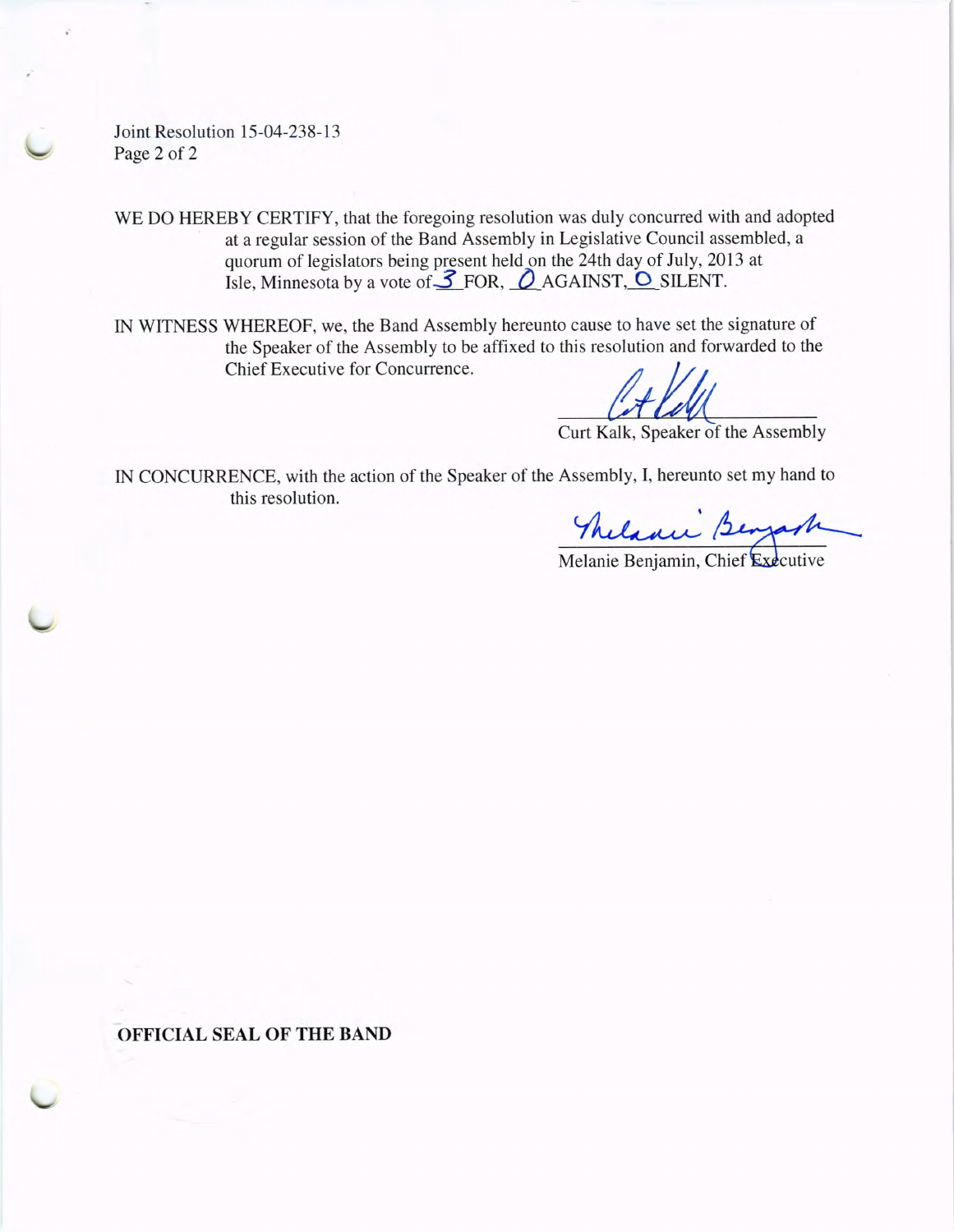Joint Resolution 15-04-238-13

WE DO HEREBY CERTIFY, that the foregoing resolution was duly concurred with and adopted at a regular session of the Band Assembly in Legislative Council assembled, a quorum of legislators being present held on the 24th day of July, 2013 at Isle, Minnesota by a vote of 3 FOR, 0 AGAINST, 0 SILENT.

IN WITNESS WHEREOF, we, the Band Assembly hereunto cause to have set the signature of the Speaker of the Assembly to be affixed to this resolution and forwarded to the Chief Executive for Concurrence.

Curt Kalk, Speaker of the Assembly

IN CONCURRENCE, with the action of the Speaker of the Assembly, I, hereunto set my hand to this resolution.

Melanie Benjamin, Chief Executive

**OFFICIAL SEAL OF THE BAND**